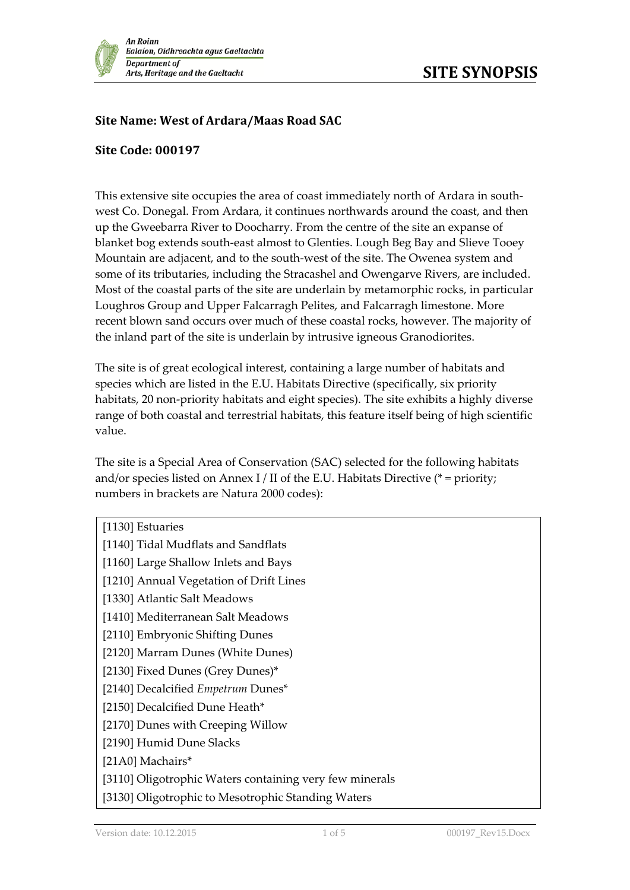**An Roinn**
**Ealaíon, Oidhreachta agus Gaeltachta**
**Department of**
**Arts, Heritage and the Gaeltacht**

# SITE SYNOPSIS

**Site Name: West of Ardara/Maas Road SAC**

**Site Code: 000197**

This extensive site occupies the area of coast immediately north of Ardara in south-west Co. Donegal. From Ardara, it continues northwards around the coast, and then up the Gweebarra River to Doocharry. From the centre of the site an expanse of blanket bog extends south-east almost to Glenties. Lough Beg Bay and Slieve Tooey Mountain are adjacent, and to the south-west of the site. The Owenea system and some of its tributaries, including the Stracashel and Owengarve Rivers, are included. Most of the coastal parts of the site are underlain by metamorphic rocks, in particular Loughros Group and Upper Falcarragh Pelites, and Falcarragh limestone. More recent blown sand occurs over much of these coastal rocks, however. The majority of the inland part of the site is underlain by intrusive igneous Granodiorites.

The site is of great ecological interest, containing a large number of habitats and species which are listed in the E.U. Habitats Directive (specifically, six priority habitats, 20 non-priority habitats and eight species). The site exhibits a highly diverse range of both coastal and terrestrial habitats, this feature itself being of high scientific value.

The site is a Special Area of Conservation (SAC) selected for the following habitats and/or species listed on Annex I / II of the E.U. Habitats Directive (* = priority; numbers in brackets are Natura 2000 codes):

| |
|---|
| [1130] Estuaries |
| [1140] Tidal Mudflats and Sandflats |
| [1160] Large Shallow Inlets and Bays |
| [1210] Annual Vegetation of Drift Lines |
| [1330] Atlantic Salt Meadows |
| [1410] Mediterranean Salt Meadows |
| [2110] Embryonic Shifting Dunes |
| [2120] Marram Dunes (White Dunes) |
| [2130] Fixed Dunes (Grey Dunes)* |
| [2140] Decalcified *Empetrum* Dunes* |
| [2150] Decalcified Dune Heath* |
| [2170] Dunes with Creeping Willow |
| [2190] Humid Dune Slacks |
| [21A0] Machairs* |
| [3110] Oligotrophic Waters containing very few minerals |
| [3130] Oligotrophic to Mesotrophic Standing Waters |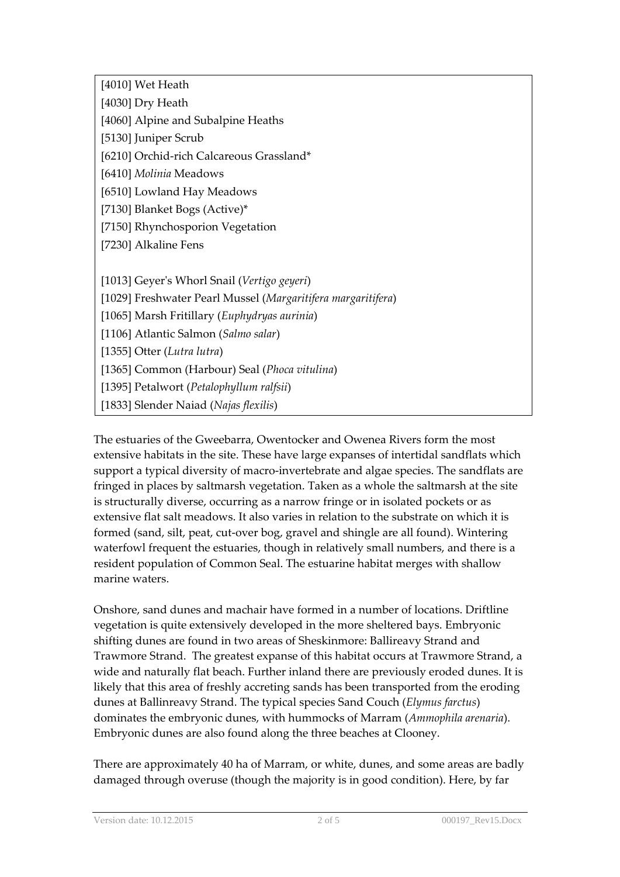[4010] Wet Heath
[4030] Dry Heath
[4060] Alpine and Subalpine Heaths
[5130] Juniper Scrub
[6210] Orchid-rich Calcareous Grassland*
[6410] *Molinia* Meadows
[6510] Lowland Hay Meadows
[7130] Blanket Bogs (Active)*
[7150] Rhynchosporion Vegetation
[7230] Alkaline Fens

[1013] Geyer's Whorl Snail (*Vertigo geyeri*)
[1029] Freshwater Pearl Mussel (*Margaritifera margaritifera*)
[1065] Marsh Fritillary (*Euphydryas aurinia*)
[1106] Atlantic Salmon (*Salmo salar*)
[1355] Otter (*Lutra lutra*)
[1365] Common (Harbour) Seal (*Phoca vitulina*)
[1395] Petalwort (*Petalophyllum ralfsii*)
[1833] Slender Naiad (*Najas flexilis*)

The estuaries of the Gweebarra, Owentocker and Owenea Rivers form the most extensive habitats in the site. These have large expanses of intertidal sandflats which support a typical diversity of macro-invertebrate and algae species. The sandflats are fringed in places by saltmarsh vegetation. Taken as a whole the saltmarsh at the site is structurally diverse, occurring as a narrow fringe or in isolated pockets or as extensive flat salt meadows. It also varies in relation to the substrate on which it is formed (sand, silt, peat, cut-over bog, gravel and shingle are all found). Wintering waterfowl frequent the estuaries, though in relatively small numbers, and there is a resident population of Common Seal. The estuarine habitat merges with shallow marine waters.

Onshore, sand dunes and machair have formed in a number of locations. Driftline vegetation is quite extensively developed in the more sheltered bays. Embryonic shifting dunes are found in two areas of Sheskinmore: Ballireavy Strand and Trawmore Strand. The greatest expanse of this habitat occurs at Trawmore Strand, a wide and naturally flat beach. Further inland there are previously eroded dunes. It is likely that this area of freshly accreting sands has been transported from the eroding dunes at Ballinreavy Strand. The typical species Sand Couch (*Elymus farctus*) dominates the embryonic dunes, with hummocks of Marram (*Ammophila arenaria*). Embryonic dunes are also found along the three beaches at Clooney.

There are approximately 40 ha of Marram, or white, dunes, and some areas are badly damaged through overuse (though the majority is in good condition). Here, by far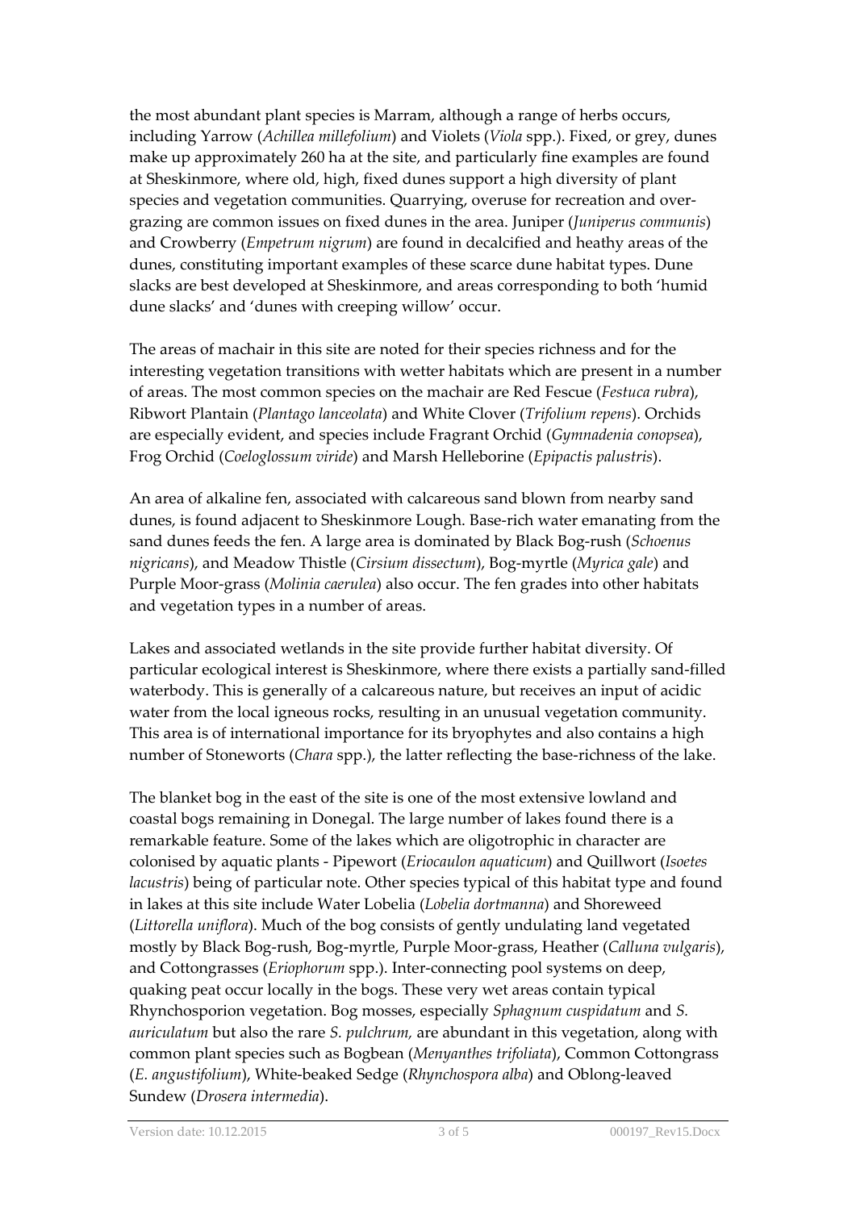the most abundant plant species is Marram, although a range of herbs occurs, including Yarrow (*Achillea millefolium*) and Violets (*Viola* spp.). Fixed, or grey, dunes make up approximately 260 ha at the site, and particularly fine examples are found at Sheskinmore, where old, high, fixed dunes support a high diversity of plant species and vegetation communities. Quarrying, overuse for recreation and over-grazing are common issues on fixed dunes in the area. Juniper (*Juniperus communis*) and Crowberry (*Empetrum nigrum*) are found in decalcified and heathy areas of the dunes, constituting important examples of these scarce dune habitat types. Dune slacks are best developed at Sheskinmore, and areas corresponding to both 'humid dune slacks' and 'dunes with creeping willow' occur.

The areas of machair in this site are noted for their species richness and for the interesting vegetation transitions with wetter habitats which are present in a number of areas. The most common species on the machair are Red Fescue (*Festuca rubra*), Ribwort Plantain (*Plantago lanceolata*) and White Clover (*Trifolium repens*). Orchids are especially evident, and species include Fragrant Orchid (*Gymnadenia conopsea*), Frog Orchid (*Coeloglossum viride*) and Marsh Helleborine (*Epipactis palustris*).

An area of alkaline fen, associated with calcareous sand blown from nearby sand dunes, is found adjacent to Sheskinmore Lough. Base-rich water emanating from the sand dunes feeds the fen. A large area is dominated by Black Bog-rush (*Schoenus nigricans*), and Meadow Thistle (*Cirsium dissectum*), Bog-myrtle (*Myrica gale*) and Purple Moor-grass (*Molinia caerulea*) also occur. The fen grades into other habitats and vegetation types in a number of areas.

Lakes and associated wetlands in the site provide further habitat diversity. Of particular ecological interest is Sheskinmore, where there exists a partially sand-filled waterbody. This is generally of a calcareous nature, but receives an input of acidic water from the local igneous rocks, resulting in an unusual vegetation community. This area is of international importance for its bryophytes and also contains a high number of Stoneworts (*Chara* spp.), the latter reflecting the base-richness of the lake.

The blanket bog in the east of the site is one of the most extensive lowland and coastal bogs remaining in Donegal. The large number of lakes found there is a remarkable feature. Some of the lakes which are oligotrophic in character are colonised by aquatic plants - Pipewort (*Eriocaulon aquaticum*) and Quillwort (*Isoetes lacustris*) being of particular note. Other species typical of this habitat type and found in lakes at this site include Water Lobelia (*Lobelia dortmanna*) and Shoreweed (*Littorella uniflora*). Much of the bog consists of gently undulating land vegetated mostly by Black Bog-rush, Bog-myrtle, Purple Moor-grass, Heather (*Calluna vulgaris*), and Cottongrasses (*Eriophorum* spp.). Inter-connecting pool systems on deep, quaking peat occur locally in the bogs. These very wet areas contain typical Rhynchosporion vegetation. Bog mosses, especially *Sphagnum cuspidatum* and *S. auriculatum* but also the rare *S. pulchrum,* are abundant in this vegetation, along with common plant species such as Bogbean (*Menyanthes trifoliata*), Common Cottongrass (*E. angustifolium*), White-beaked Sedge (*Rhynchospora alba*) and Oblong-leaved Sundew (*Drosera intermedia*).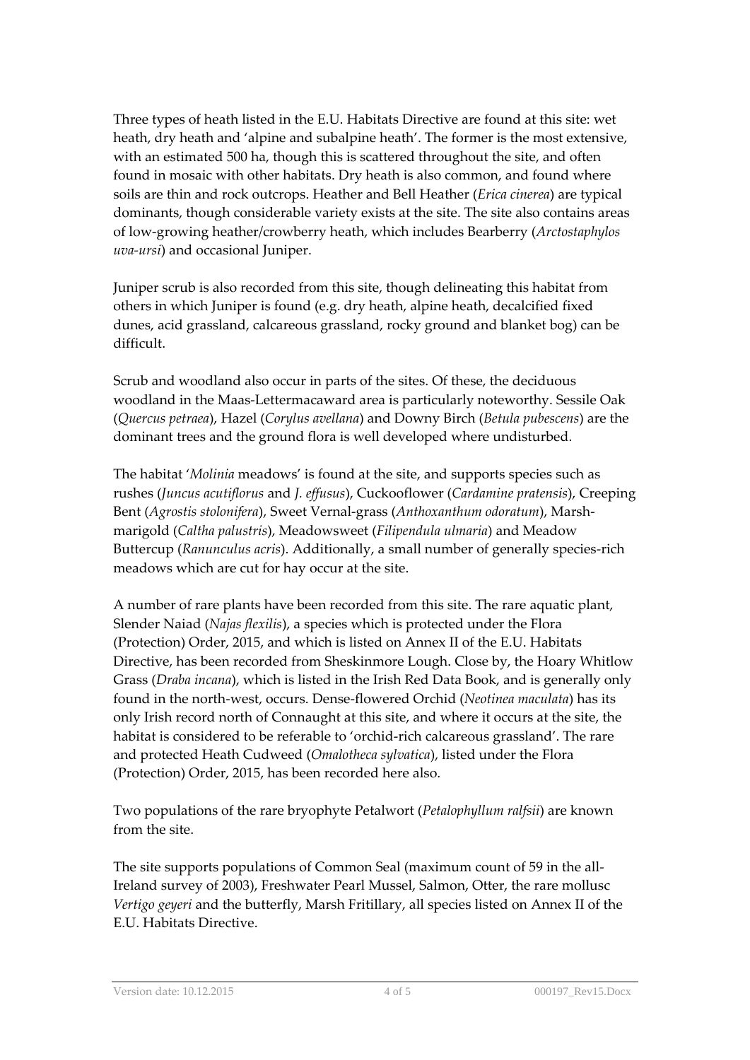Three types of heath listed in the E.U. Habitats Directive are found at this site: wet heath, dry heath and 'alpine and subalpine heath'. The former is the most extensive, with an estimated 500 ha, though this is scattered throughout the site, and often found in mosaic with other habitats. Dry heath is also common, and found where soils are thin and rock outcrops. Heather and Bell Heather (*Erica cinerea*) are typical dominants, though considerable variety exists at the site. The site also contains areas of low-growing heather/crowberry heath, which includes Bearberry (*Arctostaphylos uva-ursi*) and occasional Juniper.

Juniper scrub is also recorded from this site, though delineating this habitat from others in which Juniper is found (e.g. dry heath, alpine heath, decalcified fixed dunes, acid grassland, calcareous grassland, rocky ground and blanket bog) can be difficult.

Scrub and woodland also occur in parts of the sites. Of these, the deciduous woodland in the Maas-Lettermacaward area is particularly noteworthy. Sessile Oak (*Quercus petraea*), Hazel (*Corylus avellana*) and Downy Birch (*Betula pubescens*) are the dominant trees and the ground flora is well developed where undisturbed.

The habitat '*Molinia* meadows' is found at the site, and supports species such as rushes (*Juncus acutiflorus* and *J. effusus*), Cuckooflower (*Cardamine pratensis*), Creeping Bent (*Agrostis stolonifera*), Sweet Vernal-grass (*Anthoxanthum odoratum*), Marsh-marigold (*Caltha palustris*), Meadowsweet (*Filipendula ulmaria*) and Meadow Buttercup (*Ranunculus acris*). Additionally, a small number of generally species-rich meadows which are cut for hay occur at the site.

A number of rare plants have been recorded from this site. The rare aquatic plant, Slender Naiad (*Najas flexilis*), a species which is protected under the Flora (Protection) Order, 2015, and which is listed on Annex II of the E.U. Habitats Directive, has been recorded from Sheskinmore Lough. Close by, the Hoary Whitlow Grass (*Draba incana*), which is listed in the Irish Red Data Book, and is generally only found in the north-west, occurs. Dense-flowered Orchid (*Neotinea maculata*) has its only Irish record north of Connaught at this site, and where it occurs at the site, the habitat is considered to be referable to 'orchid-rich calcareous grassland'. The rare and protected Heath Cudweed (*Omalotheca sylvatica*), listed under the Flora (Protection) Order, 2015, has been recorded here also.

Two populations of the rare bryophyte Petalwort (*Petalophyllum ralfsii*) are known from the site.

The site supports populations of Common Seal (maximum count of 59 in the all-Ireland survey of 2003), Freshwater Pearl Mussel, Salmon, Otter, the rare mollusc *Vertigo geyeri* and the butterfly, Marsh Fritillary, all species listed on Annex II of the E.U. Habitats Directive.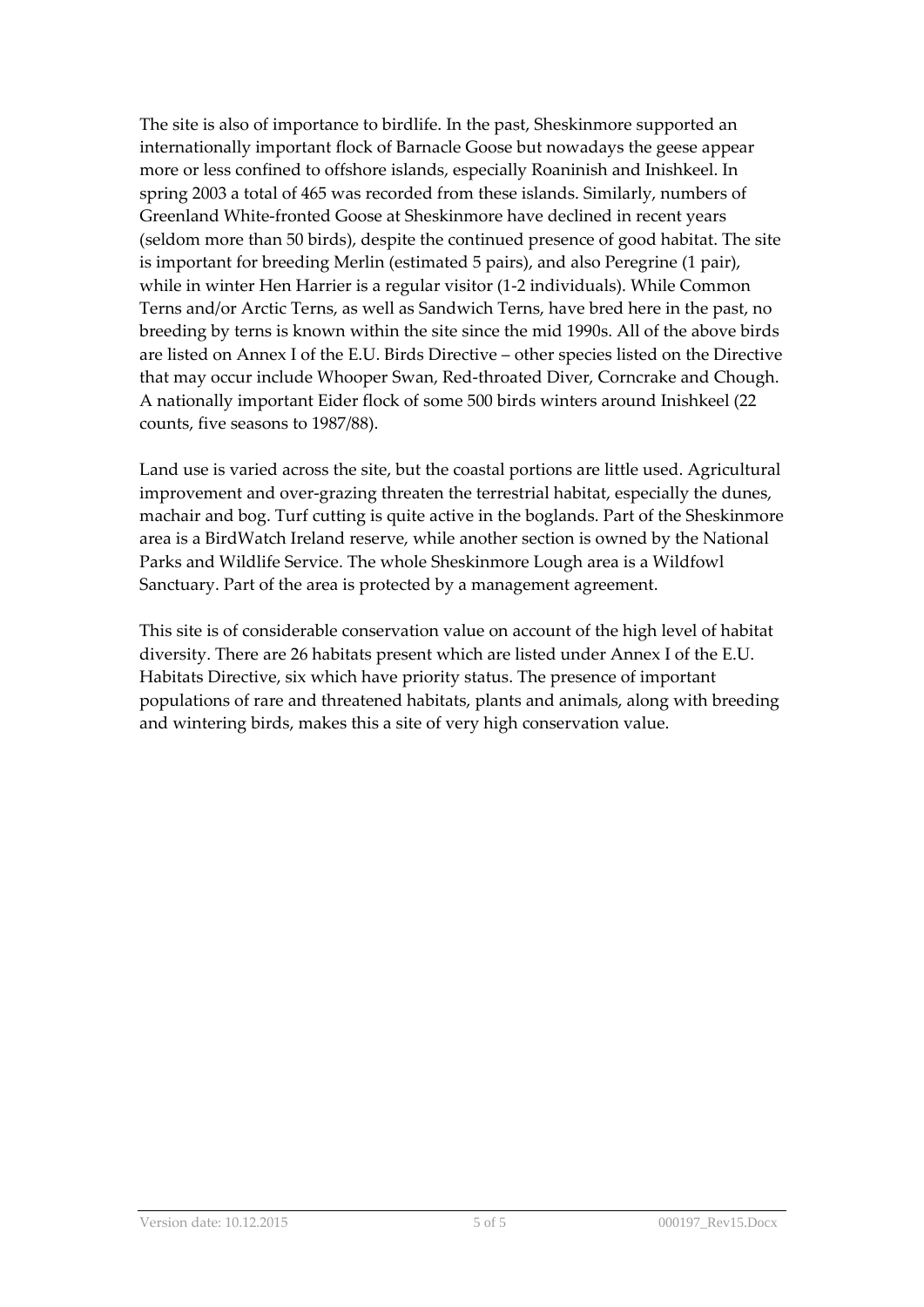The site is also of importance to birdlife. In the past, Sheskinmore supported an internationally important flock of Barnacle Goose but nowadays the geese appear more or less confined to offshore islands, especially Roaninish and Inishkeel. In spring 2003 a total of 465 was recorded from these islands. Similarly, numbers of Greenland White-fronted Goose at Sheskinmore have declined in recent years (seldom more than 50 birds), despite the continued presence of good habitat. The site is important for breeding Merlin (estimated 5 pairs), and also Peregrine (1 pair), while in winter Hen Harrier is a regular visitor (1-2 individuals). While Common Terns and/or Arctic Terns, as well as Sandwich Terns, have bred here in the past, no breeding by terns is known within the site since the mid 1990s. All of the above birds are listed on Annex I of the E.U. Birds Directive – other species listed on the Directive that may occur include Whooper Swan, Red-throated Diver, Corncrake and Chough. A nationally important Eider flock of some 500 birds winters around Inishkeel (22 counts, five seasons to 1987/88).

Land use is varied across the site, but the coastal portions are little used. Agricultural improvement and over-grazing threaten the terrestrial habitat, especially the dunes, machair and bog. Turf cutting is quite active in the boglands. Part of the Sheskinmore area is a BirdWatch Ireland reserve, while another section is owned by the National Parks and Wildlife Service. The whole Sheskinmore Lough area is a Wildfowl Sanctuary. Part of the area is protected by a management agreement.

This site is of considerable conservation value on account of the high level of habitat diversity. There are 26 habitats present which are listed under Annex I of the E.U. Habitats Directive, six which have priority status. The presence of important populations of rare and threatened habitats, plants and animals, along with breeding and wintering birds, makes this a site of very high conservation value.